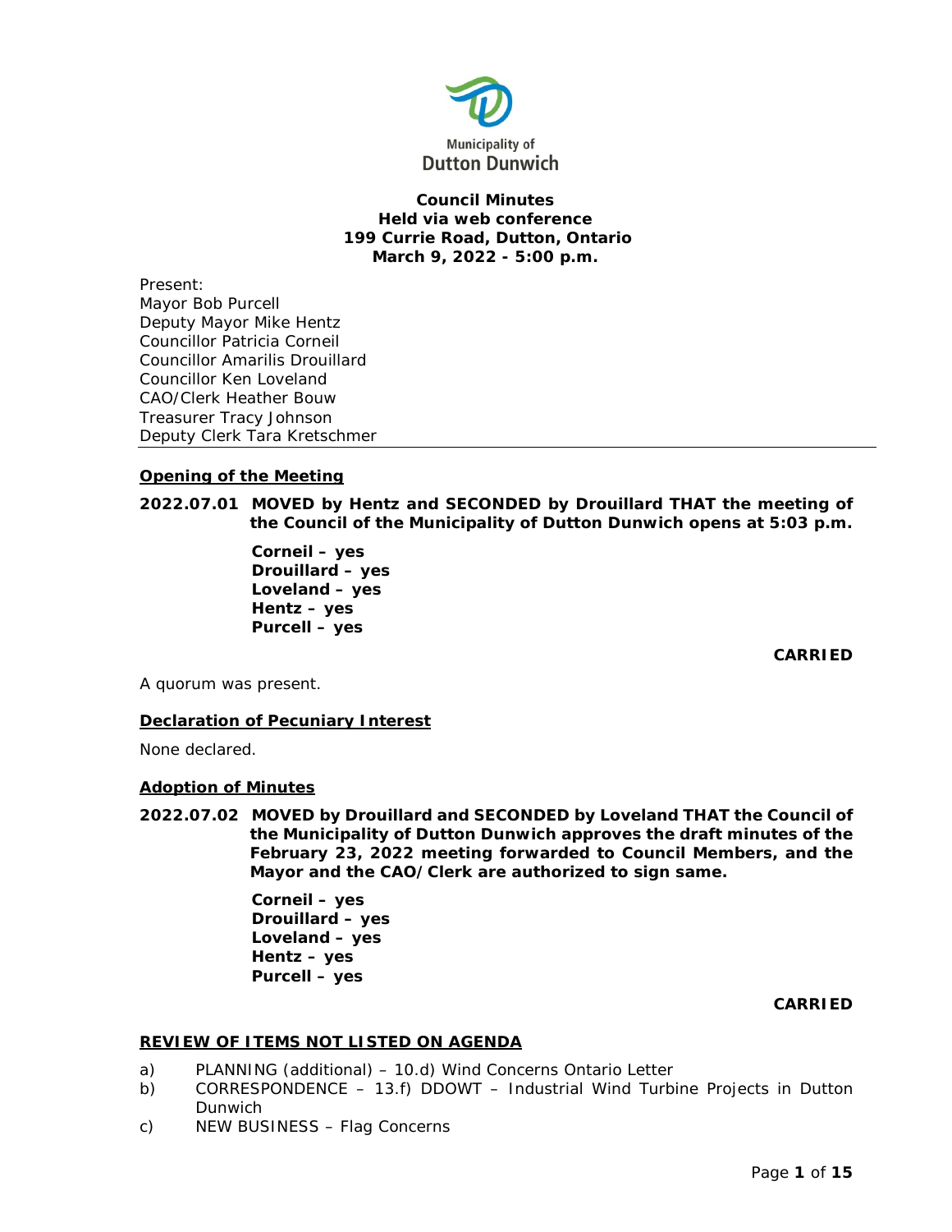Municipality of
Dutton Dunwich

**Council Minutes**
**Held via web conference**
**199 Currie Road, Dutton, Ontario**
**March 9, 2022 - 5:00 p.m.**

Present:
Mayor Bob Purcell
Deputy Mayor Mike Hentz
Councillor Patricia Corneil
Councillor Amarilis Drouillard
Councillor Ken Loveland
CAO/Clerk Heather Bouw
Treasurer Tracy Johnson
Deputy Clerk Tara Kretschmer

---

## Opening of the Meeting

**2022.07.01 MOVED by Hentz and SECONDED by Drouillard THAT the meeting of the Council of the Municipality of Dutton Dunwich opens at 5:03 p.m.**

**Corneil – yes**
**Drouillard – yes**
**Loveland – yes**
**Hentz – yes**
**Purcell – yes**

**CARRIED**

A quorum was present.

## Declaration of Pecuniary Interest

None declared.

## Adoption of Minutes

**2022.07.02 MOVED by Drouillard and SECONDED by Loveland THAT the Council of the Municipality of Dutton Dunwich approves the draft minutes of the February 23, 2022 meeting forwarded to Council Members, and the Mayor and the CAO/Clerk are authorized to sign same.**

**Corneil – yes**
**Drouillard – yes**
**Loveland – yes**
**Hentz – yes**
**Purcell – yes**

**CARRIED**

## REVIEW OF ITEMS NOT LISTED ON AGENDA

a) PLANNING (additional) – 10.d) Wind Concerns Ontario Letter
b) CORRESPONDENCE – 13.f) DDOWT – Industrial Wind Turbine Projects in Dutton Dunwich
c) NEW BUSINESS – Flag Concerns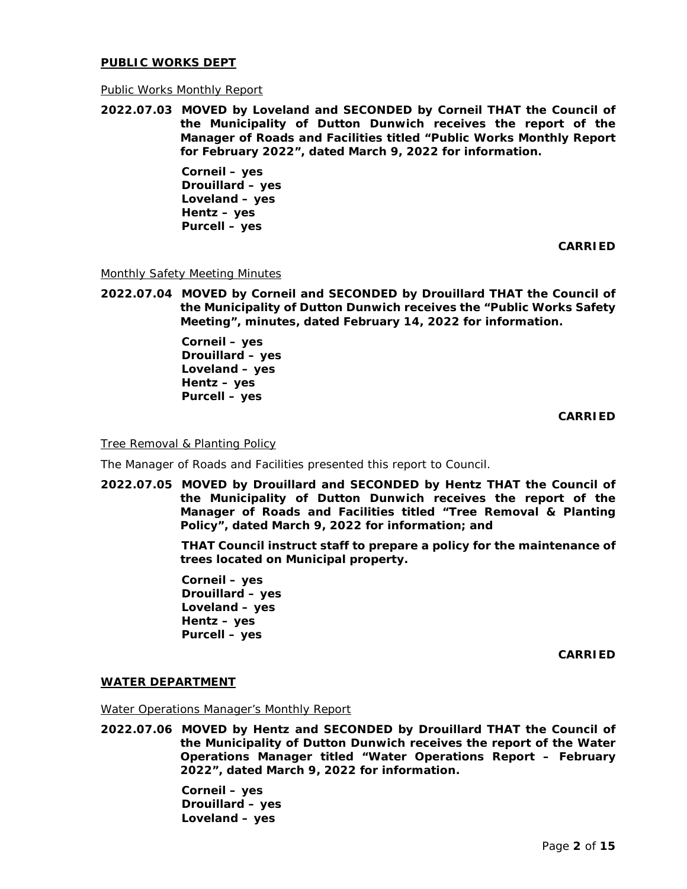## PUBLIC WORKS DEPT

Public Works Monthly Report

**2022.07.03 MOVED by Loveland and SECONDED by Corneil THAT the Council of the Municipality of Dutton Dunwich receives the report of the Manager of Roads and Facilities titled "Public Works Monthly Report for February 2022", dated March 9, 2022 for information.**

**Corneil – yes**
**Drouillard – yes**
**Loveland – yes**
**Hentz – yes**
**Purcell – yes**

**CARRIED**

Monthly Safety Meeting Minutes

**2022.07.04 MOVED by Corneil and SECONDED by Drouillard THAT the Council of the Municipality of Dutton Dunwich receives the "Public Works Safety Meeting", minutes, dated February 14, 2022 for information.**

**Corneil – yes**
**Drouillard – yes**
**Loveland – yes**
**Hentz – yes**
**Purcell – yes**

**CARRIED**

Tree Removal & Planting Policy

The Manager of Roads and Facilities presented this report to Council.

**2022.07.05 MOVED by Drouillard and SECONDED by Hentz THAT the Council of the Municipality of Dutton Dunwich receives the report of the Manager of Roads and Facilities titled "Tree Removal & Planting Policy", dated March 9, 2022 for information; and**

**THAT Council instruct staff to prepare a policy for the maintenance of trees located on Municipal property.**

**Corneil – yes**
**Drouillard – yes**
**Loveland – yes**
**Hentz – yes**
**Purcell – yes**

**CARRIED**

## WATER DEPARTMENT

Water Operations Manager's Monthly Report

**2022.07.06 MOVED by Hentz and SECONDED by Drouillard THAT the Council of the Municipality of Dutton Dunwich receives the report of the Water Operations Manager titled "Water Operations Report – February 2022", dated March 9, 2022 for information.**

**Corneil – yes**
**Drouillard – yes**
**Loveland – yes**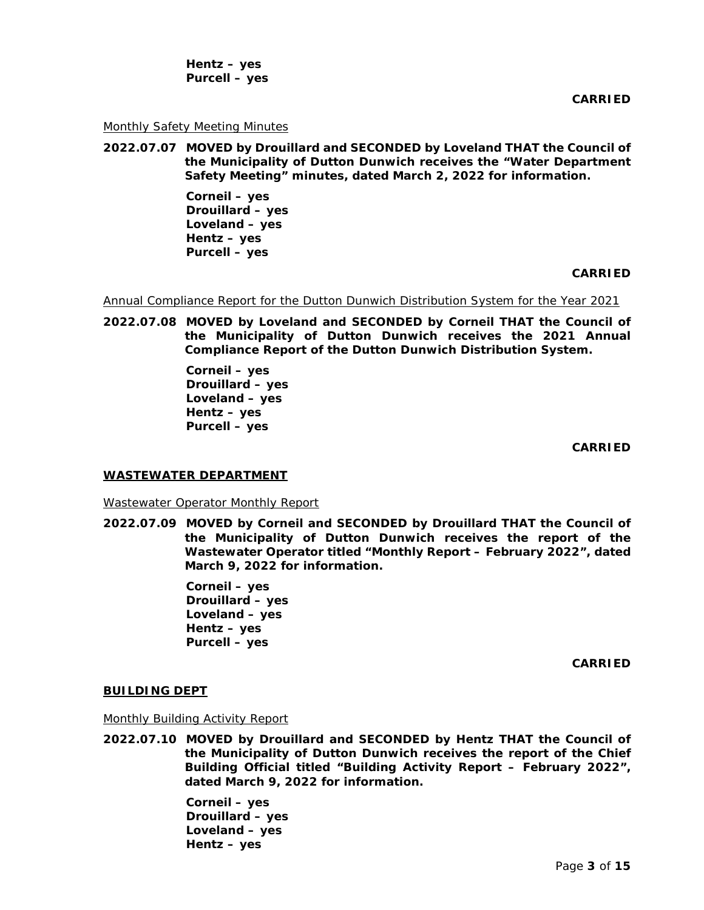**Hentz – yes**
**Purcell – yes**

**CARRIED**

Monthly Safety Meeting Minutes

**2022.07.07 MOVED by Drouillard and SECONDED by Loveland THAT the Council of the Municipality of Dutton Dunwich receives the "Water Department Safety Meeting" minutes, dated March 2, 2022 for information.**

**Corneil – yes**
**Drouillard – yes**
**Loveland – yes**
**Hentz – yes**
**Purcell – yes**

**CARRIED**

Annual Compliance Report for the Dutton Dunwich Distribution System for the Year 2021

**2022.07.08 MOVED by Loveland and SECONDED by Corneil THAT the Council of the Municipality of Dutton Dunwich receives the 2021 Annual Compliance Report of the Dutton Dunwich Distribution System.**

**Corneil – yes**
**Drouillard – yes**
**Loveland – yes**
**Hentz – yes**
**Purcell – yes**

**CARRIED**

## WASTEWATER DEPARTMENT

Wastewater Operator Monthly Report

**2022.07.09 MOVED by Corneil and SECONDED by Drouillard THAT the Council of the Municipality of Dutton Dunwich receives the report of the Wastewater Operator titled "Monthly Report – February 2022", dated March 9, 2022 for information.**

**Corneil – yes**
**Drouillard – yes**
**Loveland – yes**
**Hentz – yes**
**Purcell – yes**

**CARRIED**

## BUILDING DEPT

Monthly Building Activity Report

**2022.07.10 MOVED by Drouillard and SECONDED by Hentz THAT the Council of the Municipality of Dutton Dunwich receives the report of the Chief Building Official titled "Building Activity Report – February 2022", dated March 9, 2022 for information.**

**Corneil – yes**
**Drouillard – yes**
**Loveland – yes**
**Hentz – yes**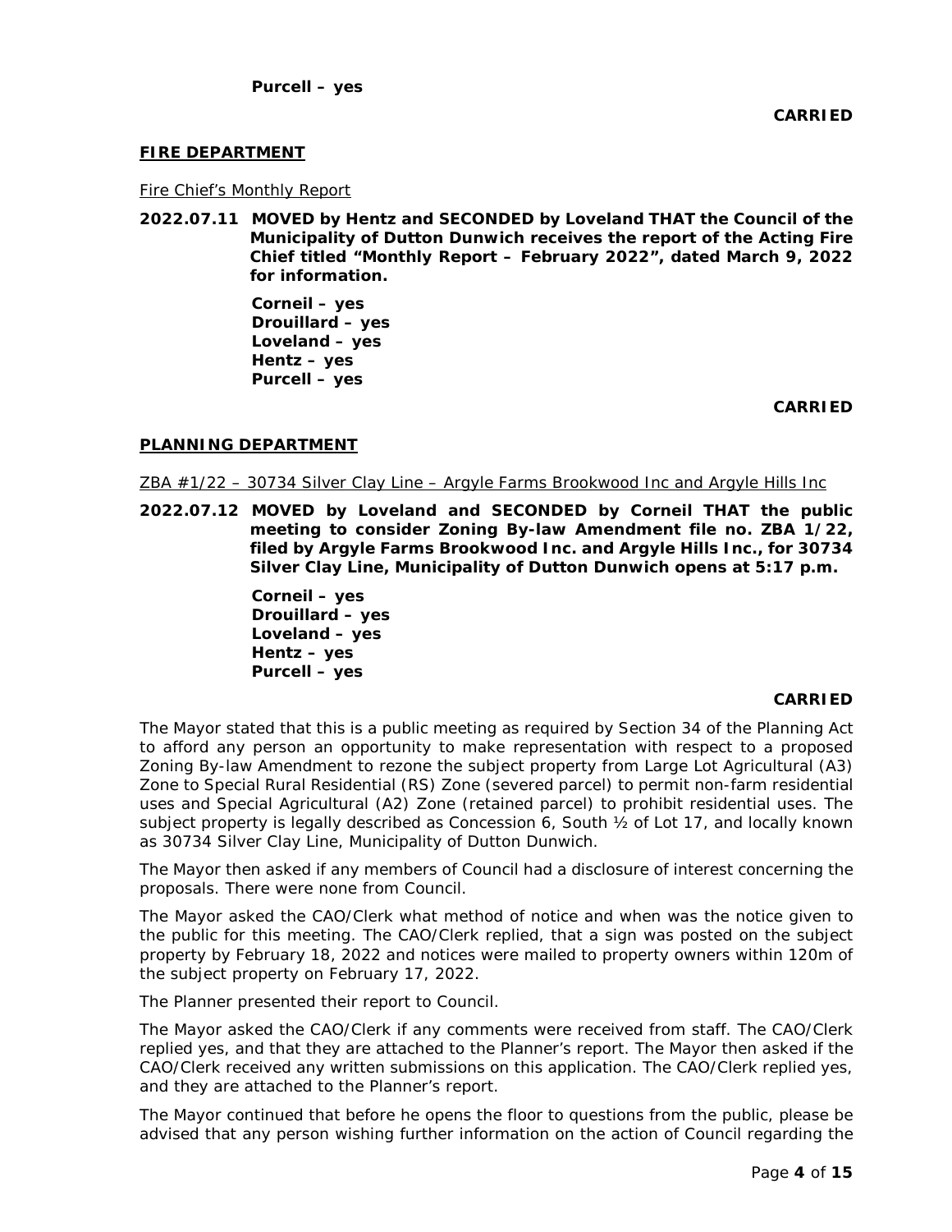**Purcell – yes**

**CARRIED**

## **FIRE DEPARTMENT**

Fire Chief's Monthly Report

**2022.07.11 MOVED by Hentz and SECONDED by Loveland THAT the Council of the Municipality of Dutton Dunwich receives the report of the Acting Fire Chief titled "Monthly Report – February 2022", dated March 9, 2022 for information.**

**Corneil – yes**
**Drouillard – yes**
**Loveland – yes**
**Hentz – yes**
**Purcell – yes**

**CARRIED**

## **PLANNING DEPARTMENT**

ZBA #1/22 – 30734 Silver Clay Line – Argyle Farms Brookwood Inc and Argyle Hills Inc

**2022.07.12 MOVED by Loveland and SECONDED by Corneil THAT the public meeting to consider Zoning By-law Amendment file no. ZBA 1/22, filed by Argyle Farms Brookwood Inc. and Argyle Hills Inc., for 30734 Silver Clay Line, Municipality of Dutton Dunwich opens at 5:17 p.m.**

**Corneil – yes**
**Drouillard – yes**
**Loveland – yes**
**Hentz – yes**
**Purcell – yes**

**CARRIED**

The Mayor stated that this is a public meeting as required by Section 34 of the Planning Act to afford any person an opportunity to make representation with respect to a proposed Zoning By-law Amendment to rezone the subject property from Large Lot Agricultural (A3) Zone to Special Rural Residential (RS) Zone (severed parcel) to permit non-farm residential uses and Special Agricultural (A2) Zone (retained parcel) to prohibit residential uses. The subject property is legally described as Concession 6, South ½ of Lot 17, and locally known as 30734 Silver Clay Line, Municipality of Dutton Dunwich.

The Mayor then asked if any members of Council had a disclosure of interest concerning the proposals. There were none from Council.

The Mayor asked the CAO/Clerk what method of notice and when was the notice given to the public for this meeting. The CAO/Clerk replied, that a sign was posted on the subject property by February 18, 2022 and notices were mailed to property owners within 120m of the subject property on February 17, 2022.

The Planner presented their report to Council.

The Mayor asked the CAO/Clerk if any comments were received from staff. The CAO/Clerk replied yes, and that they are attached to the Planner's report. The Mayor then asked if the CAO/Clerk received any written submissions on this application. The CAO/Clerk replied yes, and they are attached to the Planner's report.

The Mayor continued that before he opens the floor to questions from the public, please be advised that any person wishing further information on the action of Council regarding the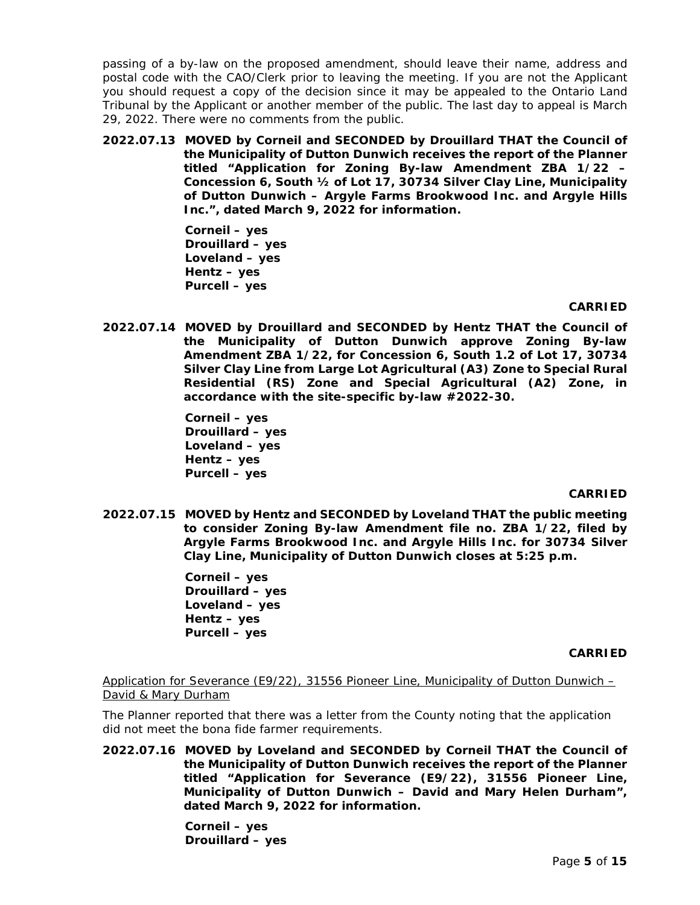passing of a by-law on the proposed amendment, should leave their name, address and postal code with the CAO/Clerk prior to leaving the meeting. If you are not the Applicant you should request a copy of the decision since it may be appealed to the Ontario Land Tribunal by the Applicant or another member of the public. The last day to appeal is March 29, 2022. There were no comments from the public.

**2022.07.13 MOVED by Corneil and SECONDED by Drouillard THAT the Council of the Municipality of Dutton Dunwich receives the report of the Planner titled "Application for Zoning By-law Amendment ZBA 1/22 – Concession 6, South ½ of Lot 17, 30734 Silver Clay Line, Municipality of Dutton Dunwich – Argyle Farms Brookwood Inc. and Argyle Hills Inc.", dated March 9, 2022 for information.**

**Corneil – yes**
**Drouillard – yes**
**Loveland – yes**
**Hentz – yes**
**Purcell – yes**

**CARRIED**

**2022.07.14 MOVED by Drouillard and SECONDED by Hentz THAT the Council of the Municipality of Dutton Dunwich approve Zoning By-law Amendment ZBA 1/22, for Concession 6, South 1.2 of Lot 17, 30734 Silver Clay Line from Large Lot Agricultural (A3) Zone to Special Rural Residential (RS) Zone and Special Agricultural (A2) Zone, in accordance with the site-specific by-law #2022-30.**

**Corneil – yes**
**Drouillard – yes**
**Loveland – yes**
**Hentz – yes**
**Purcell – yes**

**CARRIED**

**2022.07.15 MOVED by Hentz and SECONDED by Loveland THAT the public meeting to consider Zoning By-law Amendment file no. ZBA 1/22, filed by Argyle Farms Brookwood Inc. and Argyle Hills Inc. for 30734 Silver Clay Line, Municipality of Dutton Dunwich closes at 5:25 p.m.**

**Corneil – yes**
**Drouillard – yes**
**Loveland – yes**
**Hentz – yes**
**Purcell – yes**

**CARRIED**

Application for Severance (E9/22), 31556 Pioneer Line, Municipality of Dutton Dunwich – David & Mary Durham

The Planner reported that there was a letter from the County noting that the application did not meet the bona fide farmer requirements.

**2022.07.16 MOVED by Loveland and SECONDED by Corneil THAT the Council of the Municipality of Dutton Dunwich receives the report of the Planner titled "Application for Severance (E9/22), 31556 Pioneer Line, Municipality of Dutton Dunwich – David and Mary Helen Durham", dated March 9, 2022 for information.**

**Corneil – yes**
**Drouillard – yes**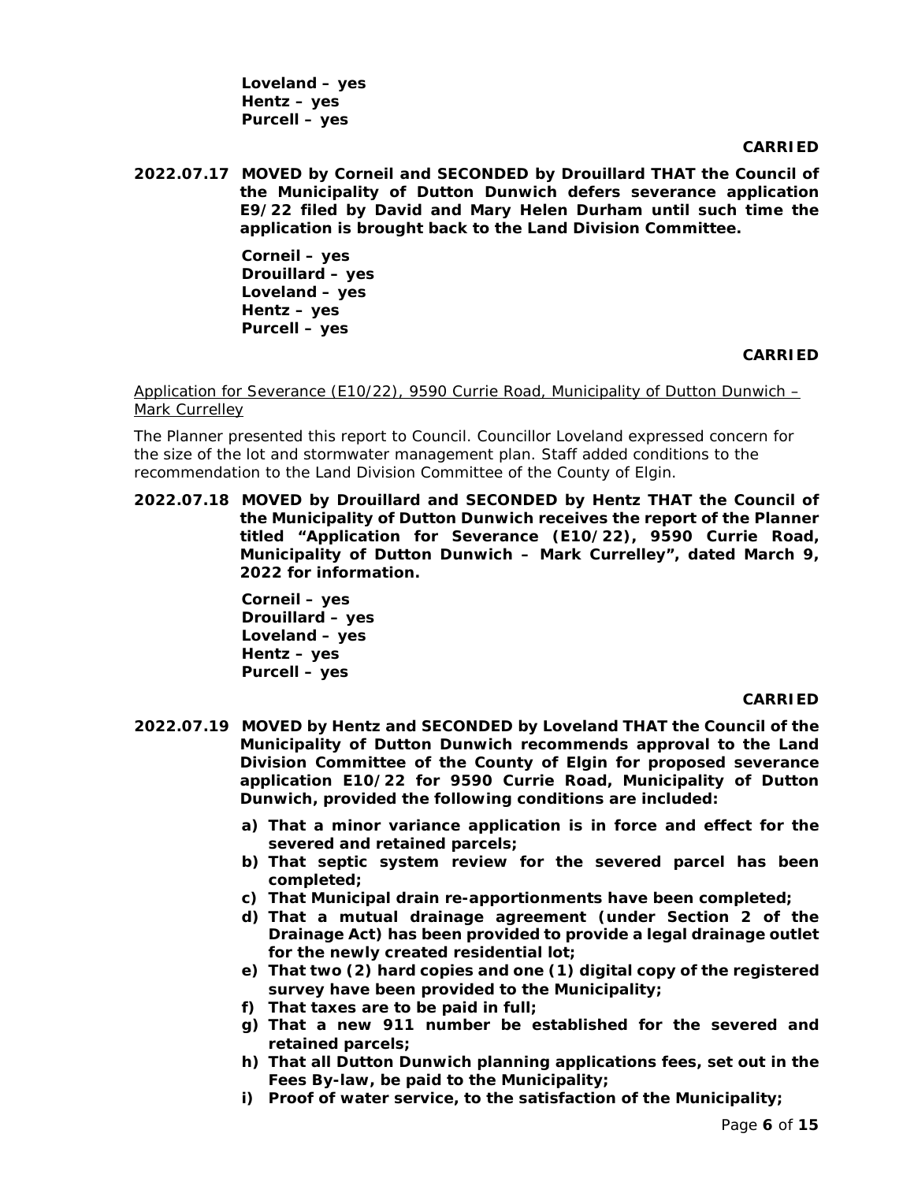**Loveland – yes**
**Hentz – yes**
**Purcell – yes**

**CARRIED**

**2022.07.17 MOVED by Corneil and SECONDED by Drouillard THAT the Council of the Municipality of Dutton Dunwich defers severance application E9/22 filed by David and Mary Helen Durham until such time the application is brought back to the Land Division Committee.**

**Corneil – yes**
**Drouillard – yes**
**Loveland – yes**
**Hentz – yes**
**Purcell – yes**

**CARRIED**

*Application for Severance (E10/22), 9590 Currie Road, Municipality of Dutton Dunwich – Mark Currelley*

*The Planner presented this report to Council. Councillor Loveland expressed concern for the size of the lot and stormwater management plan. Staff added conditions to the recommendation to the Land Division Committee of the County of Elgin.*

**2022.07.18 MOVED by Drouillard and SECONDED by Hentz THAT the Council of the Municipality of Dutton Dunwich receives the report of the Planner titled "Application for Severance (E10/22), 9590 Currie Road, Municipality of Dutton Dunwich – Mark Currelley", dated March 9, 2022 for information.**

**Corneil – yes**
**Drouillard – yes**
**Loveland – yes**
**Hentz – yes**
**Purcell – yes**

**CARRIED**

**2022.07.19 MOVED by Hentz and SECONDED by Loveland THAT the Council of the Municipality of Dutton Dunwich recommends approval to the Land Division Committee of the County of Elgin for proposed severance application E10/22 for 9590 Currie Road, Municipality of Dutton Dunwich, provided the following conditions are included:**

**a) That a minor variance application is in force and effect for the severed and retained parcels;**
**b) That septic system review for the severed parcel has been completed;**
**c) That Municipal drain re-apportionments have been completed;**
**d) That a mutual drainage agreement (under Section 2 of the Drainage Act) has been provided to provide a legal drainage outlet for the newly created residential lot;**
**e) That two (2) hard copies and one (1) digital copy of the registered survey have been provided to the Municipality;**
**f) That taxes are to be paid in full;**
**g) That a new 911 number be established for the severed and retained parcels;**
**h) That all Dutton Dunwich planning applications fees, set out in the Fees By-law, be paid to the Municipality;**
**i) Proof of water service, to the satisfaction of the Municipality;**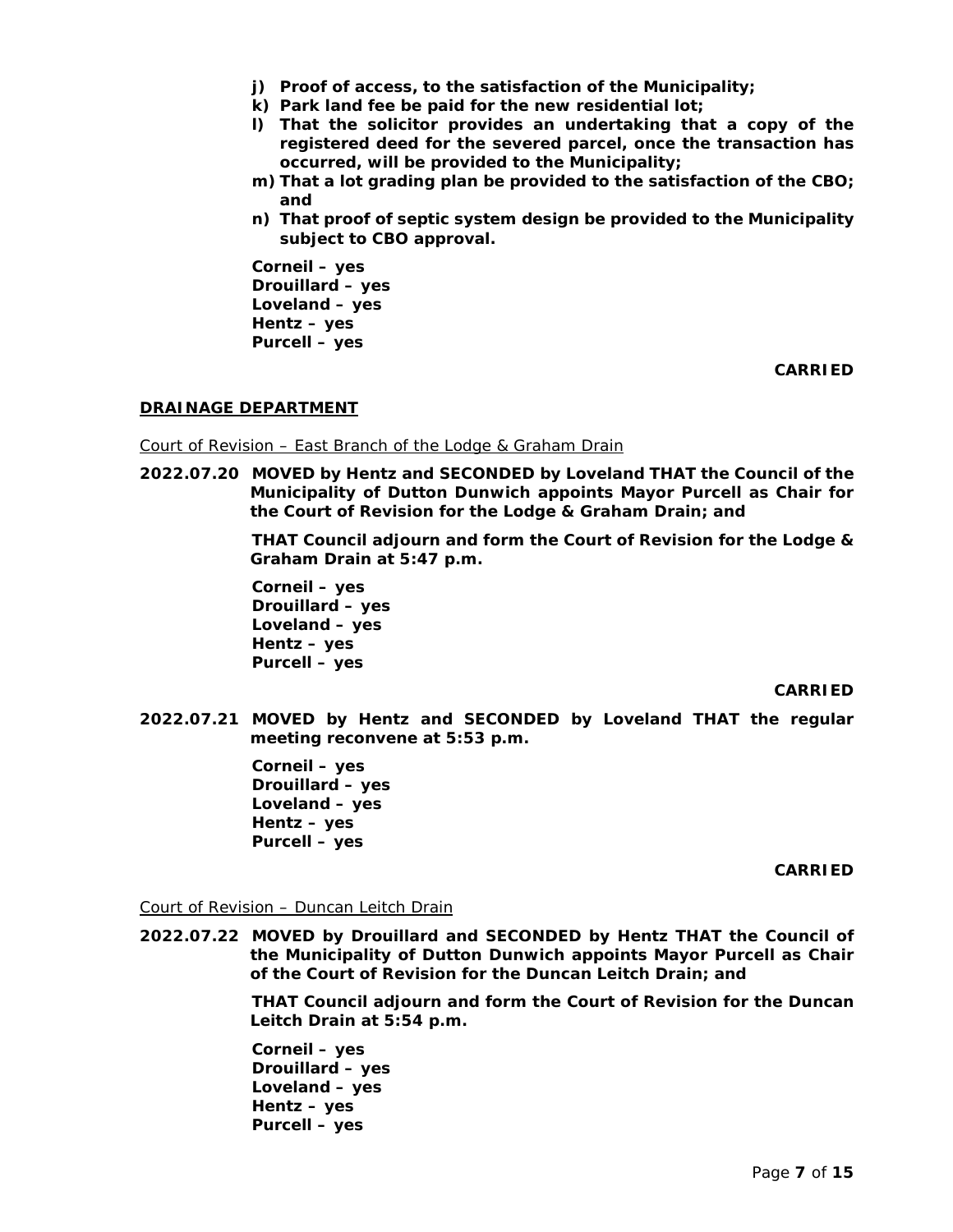**j) Proof of access, to the satisfaction of the Municipality;**
**k) Park land fee be paid for the new residential lot;**
**l) That the solicitor provides an undertaking that a copy of the registered deed for the severed parcel, once the transaction has occurred, will be provided to the Municipality;**
**m) That a lot grading plan be provided to the satisfaction of the CBO; and**
**n) That proof of septic system design be provided to the Municipality subject to CBO approval.**

**Corneil – yes**
**Drouillard – yes**
**Loveland – yes**
**Hentz – yes**
**Purcell – yes**

**CARRIED**

**DRAINAGE DEPARTMENT**

Court of Revision – East Branch of the Lodge & Graham Drain

**2022.07.20 MOVED by Hentz and SECONDED by Loveland THAT the Council of the Municipality of Dutton Dunwich appoints Mayor Purcell as Chair for the Court of Revision for the Lodge & Graham Drain; and**

**THAT Council adjourn and form the Court of Revision for the Lodge & Graham Drain at 5:47 p.m.**

**Corneil – yes**
**Drouillard – yes**
**Loveland – yes**
**Hentz – yes**
**Purcell – yes**

**CARRIED**

**2022.07.21 MOVED by Hentz and SECONDED by Loveland THAT the regular meeting reconvene at 5:53 p.m.**

**Corneil – yes**
**Drouillard – yes**
**Loveland – yes**
**Hentz – yes**
**Purcell – yes**

**CARRIED**

Court of Revision – Duncan Leitch Drain

**2022.07.22 MOVED by Drouillard and SECONDED by Hentz THAT the Council of the Municipality of Dutton Dunwich appoints Mayor Purcell as Chair of the Court of Revision for the Duncan Leitch Drain; and**

**THAT Council adjourn and form the Court of Revision for the Duncan Leitch Drain at 5:54 p.m.**

**Corneil – yes**
**Drouillard – yes**
**Loveland – yes**
**Hentz – yes**
**Purcell – yes**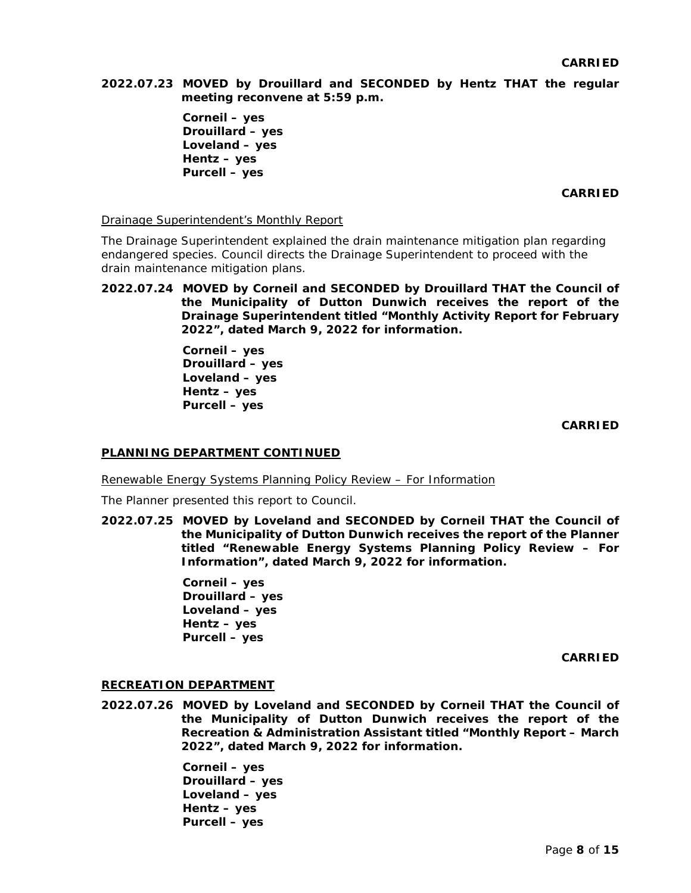**CARRIED**

**2022.07.23 MOVED by Drouillard and SECONDED by Hentz THAT the regular meeting reconvene at 5:59 p.m.**

**Corneil – yes**
**Drouillard – yes**
**Loveland – yes**
**Hentz – yes**
**Purcell – yes**

**CARRIED**

Drainage Superintendent's Monthly Report

The Drainage Superintendent explained the drain maintenance mitigation plan regarding endangered species. Council directs the Drainage Superintendent to proceed with the drain maintenance mitigation plans.

**2022.07.24 MOVED by Corneil and SECONDED by Drouillard THAT the Council of the Municipality of Dutton Dunwich receives the report of the Drainage Superintendent titled "Monthly Activity Report for February 2022", dated March 9, 2022 for information.**

**Corneil – yes**
**Drouillard – yes**
**Loveland – yes**
**Hentz – yes**
**Purcell – yes**

**CARRIED**

**PLANNING DEPARTMENT CONTINUED**

Renewable Energy Systems Planning Policy Review – For Information

The Planner presented this report to Council.

**2022.07.25 MOVED by Loveland and SECONDED by Corneil THAT the Council of the Municipality of Dutton Dunwich receives the report of the Planner titled "Renewable Energy Systems Planning Policy Review – For Information", dated March 9, 2022 for information.**

**Corneil – yes**
**Drouillard – yes**
**Loveland – yes**
**Hentz – yes**
**Purcell – yes**

**CARRIED**

**RECREATION DEPARTMENT**

**2022.07.26 MOVED by Loveland and SECONDED by Corneil THAT the Council of the Municipality of Dutton Dunwich receives the report of the Recreation & Administration Assistant titled "Monthly Report – March 2022", dated March 9, 2022 for information.**

**Corneil – yes**
**Drouillard – yes**
**Loveland – yes**
**Hentz – yes**
**Purcell – yes**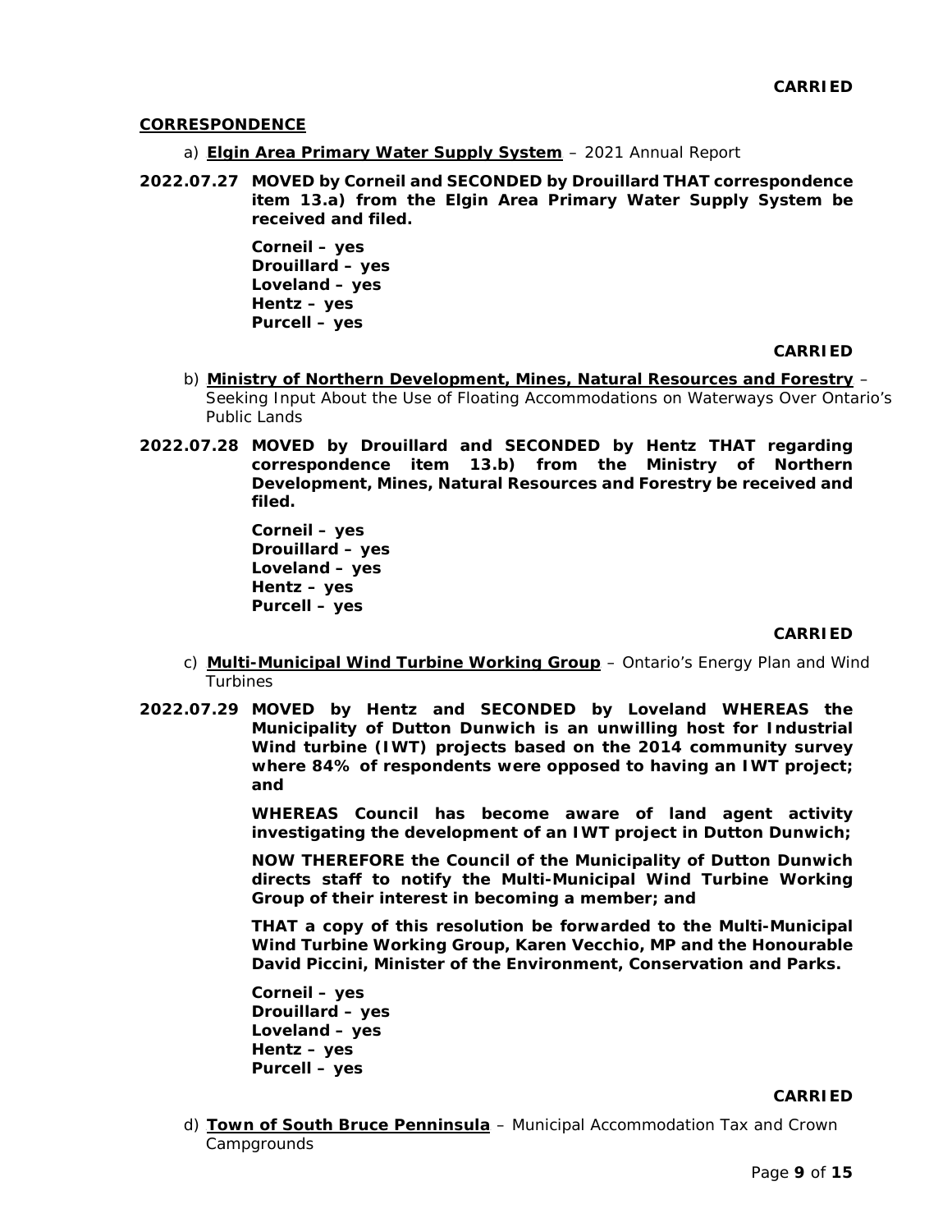**CARRIED**

**CORRESPONDENCE**

a) **Elgin Area Primary Water Supply System** – 2021 Annual Report

**2022.07.27 MOVED by Corneil and SECONDED by Drouillard THAT correspondence item 13.a) from the Elgin Area Primary Water Supply System be received and filed.**

**Corneil – yes**
**Drouillard – yes**
**Loveland – yes**
**Hentz – yes**
**Purcell – yes**

**CARRIED**

b) **Ministry of Northern Development, Mines, Natural Resources and Forestry** – Seeking Input About the Use of Floating Accommodations on Waterways Over Ontario's Public Lands

**2022.07.28 MOVED by Drouillard and SECONDED by Hentz THAT regarding correspondence item 13.b) from the Ministry of Northern Development, Mines, Natural Resources and Forestry be received and filed.**

**Corneil – yes**
**Drouillard – yes**
**Loveland – yes**
**Hentz – yes**
**Purcell – yes**

**CARRIED**

c) **Multi-Municipal Wind Turbine Working Group** – Ontario's Energy Plan and Wind Turbines

**2022.07.29 MOVED by Hentz and SECONDED by Loveland WHEREAS the Municipality of Dutton Dunwich is an unwilling host for Industrial Wind turbine (IWT) projects based on the 2014 community survey where 84% of respondents were opposed to having an IWT project; and**

**WHEREAS Council has become aware of land agent activity investigating the development of an IWT project in Dutton Dunwich;**

**NOW THEREFORE the Council of the Municipality of Dutton Dunwich directs staff to notify the Multi-Municipal Wind Turbine Working Group of their interest in becoming a member; and**

**THAT a copy of this resolution be forwarded to the Multi-Municipal Wind Turbine Working Group, Karen Vecchio, MP and the Honourable David Piccini, Minister of the Environment, Conservation and Parks.**

**Corneil – yes**
**Drouillard – yes**
**Loveland – yes**
**Hentz – yes**
**Purcell – yes**

**CARRIED**

d) **Town of South Bruce Penninsula** – Municipal Accommodation Tax and Crown Campgrounds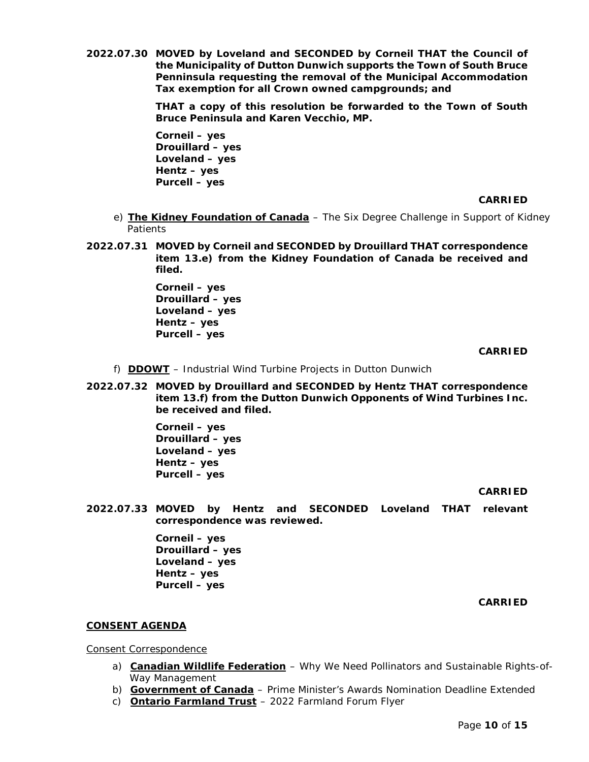**2022.07.30 MOVED by Loveland and SECONDED by Corneil THAT the Council of the Municipality of Dutton Dunwich supports the Town of South Bruce Penninsula requesting the removal of the Municipal Accommodation Tax exemption for all Crown owned campgrounds; and**

**THAT a copy of this resolution be forwarded to the Town of South Bruce Peninsula and Karen Vecchio, MP.**

**Corneil – yes**
**Drouillard – yes**
**Loveland – yes**
**Hentz – yes**
**Purcell – yes**

**CARRIED**

e) **The Kidney Foundation of Canada** – The Six Degree Challenge in Support of Kidney Patients

**2022.07.31 MOVED by Corneil and SECONDED by Drouillard THAT correspondence item 13.e) from the Kidney Foundation of Canada be received and filed.**

**Corneil – yes**
**Drouillard – yes**
**Loveland – yes**
**Hentz – yes**
**Purcell – yes**

**CARRIED**

f) **DDOWT** – Industrial Wind Turbine Projects in Dutton Dunwich

**2022.07.32 MOVED by Drouillard and SECONDED by Hentz THAT correspondence item 13.f) from the Dutton Dunwich Opponents of Wind Turbines Inc. be received and filed.**

**Corneil – yes**
**Drouillard – yes**
**Loveland – yes**
**Hentz – yes**
**Purcell – yes**

**CARRIED**

**2022.07.33 MOVED by Hentz and SECONDED Loveland THAT relevant correspondence was reviewed.**

**Corneil – yes**
**Drouillard – yes**
**Loveland – yes**
**Hentz – yes**
**Purcell – yes**

**CARRIED**

## CONSENT AGENDA

Consent Correspondence

a) **Canadian Wildlife Federation** – Why We Need Pollinators and Sustainable Rights-of-Way Management
b) **Government of Canada** – Prime Minister's Awards Nomination Deadline Extended
c) **Ontario Farmland Trust** – 2022 Farmland Forum Flyer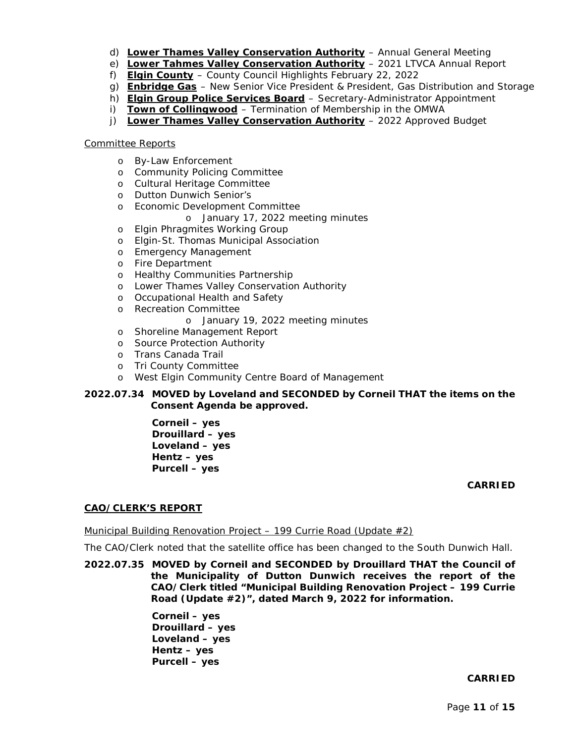d) **Lower Thames Valley Conservation Authority** – Annual General Meeting
e) **Lower Tahmes Valley Conservation Authority** – 2021 LTVCA Annual Report
f) **Elgin County** – County Council Highlights February 22, 2022
g) **Enbridge Gas** – New Senior Vice President & President, Gas Distribution and Storage
h) **Elgin Group Police Services Board** – Secretary-Administrator Appointment
i) **Town of Collingwood** – Termination of Membership in the OMWA
j) **Lower Thames Valley Conservation Authority** – 2022 Approved Budget

Committee Reports

- By-Law Enforcement
- Community Policing Committee
- Cultural Heritage Committee
- Dutton Dunwich Senior's
- Economic Development Committee
  - January 17, 2022 meeting minutes
- Elgin Phragmites Working Group
- Elgin-St. Thomas Municipal Association
- Emergency Management
- Fire Department
- Healthy Communities Partnership
- Lower Thames Valley Conservation Authority
- Occupational Health and Safety
- Recreation Committee
  - January 19, 2022 meeting minutes
- Shoreline Management Report
- Source Protection Authority
- Trans Canada Trail
- Tri County Committee
- West Elgin Community Centre Board of Management

**2022.07.34 MOVED by Loveland and SECONDED by Corneil THAT the items on the Consent Agenda be approved.**

**Corneil – yes**
**Drouillard – yes**
**Loveland – yes**
**Hentz – yes**
**Purcell – yes**

**CARRIED**

## CAO/CLERK'S REPORT

Municipal Building Renovation Project – 199 Currie Road (Update #2)

The CAO/Clerk noted that the satellite office has been changed to the South Dunwich Hall.

**2022.07.35 MOVED by Corneil and SECONDED by Drouillard THAT the Council of the Municipality of Dutton Dunwich receives the report of the CAO/Clerk titled "Municipal Building Renovation Project – 199 Currie Road (Update #2)", dated March 9, 2022 for information.**

**Corneil – yes**
**Drouillard – yes**
**Loveland – yes**
**Hentz – yes**
**Purcell – yes**

**CARRIED**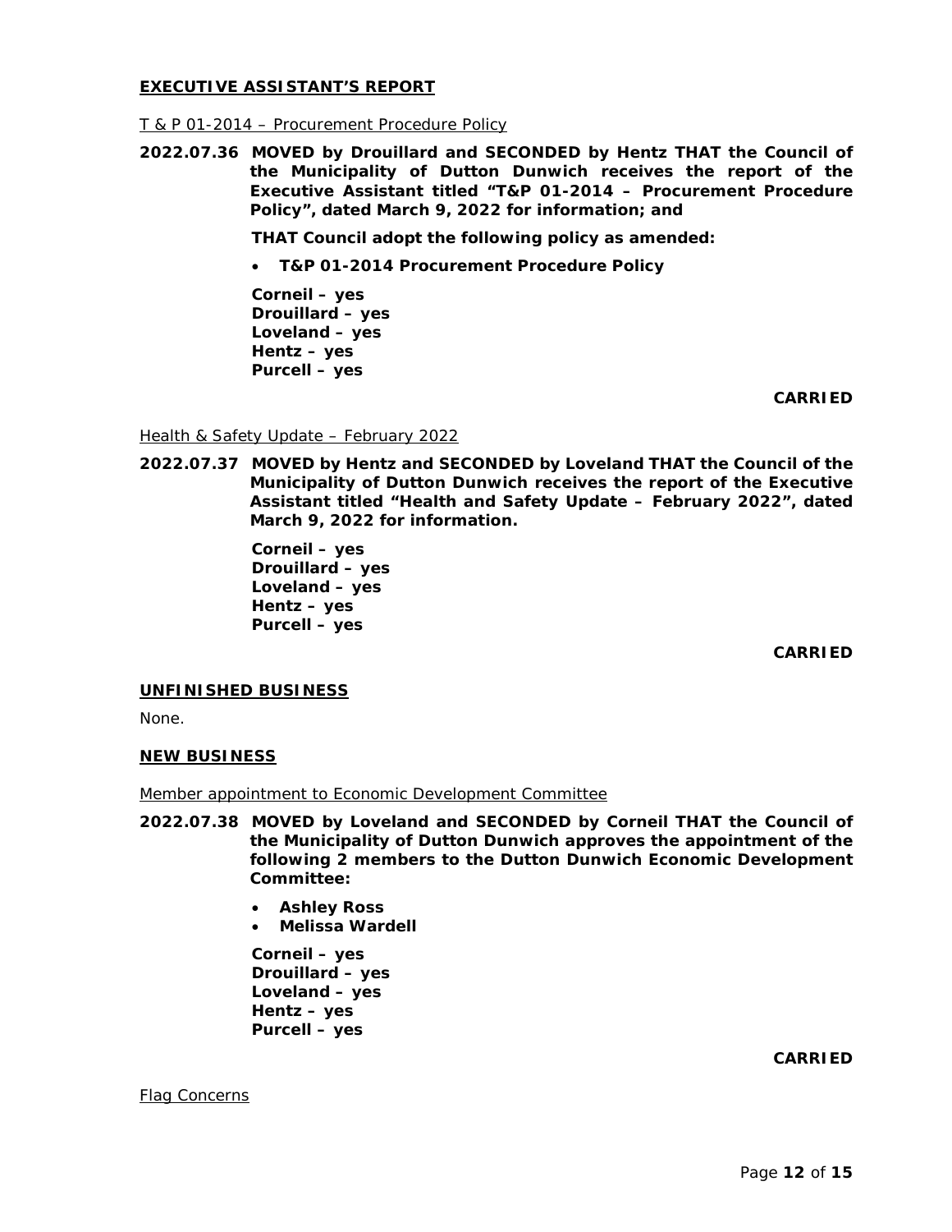## EXECUTIVE ASSISTANT'S REPORT

T & P 01-2014 – Procurement Procedure Policy

**2022.07.36 MOVED by Drouillard and SECONDED by Hentz THAT the Council of the Municipality of Dutton Dunwich receives the report of the Executive Assistant titled "T&P 01-2014 – Procurement Procedure Policy", dated March 9, 2022 for information; and**

**THAT Council adopt the following policy as amended:**

- **T&P 01-2014 Procurement Procedure Policy**

**Corneil – yes**
**Drouillard – yes**
**Loveland – yes**
**Hentz – yes**
**Purcell – yes**

**CARRIED**

Health & Safety Update – February 2022

**2022.07.37 MOVED by Hentz and SECONDED by Loveland THAT the Council of the Municipality of Dutton Dunwich receives the report of the Executive Assistant titled "Health and Safety Update – February 2022", dated March 9, 2022 for information.**

**Corneil – yes**
**Drouillard – yes**
**Loveland – yes**
**Hentz – yes**
**Purcell – yes**

**CARRIED**

## UNFINISHED BUSINESS

None.

## NEW BUSINESS

Member appointment to Economic Development Committee

**2022.07.38 MOVED by Loveland and SECONDED by Corneil THAT the Council of the Municipality of Dutton Dunwich approves the appointment of the following 2 members to the Dutton Dunwich Economic Development Committee:**

- **Ashley Ross**
- **Melissa Wardell**

**Corneil – yes**
**Drouillard – yes**
**Loveland – yes**
**Hentz – yes**
**Purcell – yes**

**CARRIED**

Flag Concerns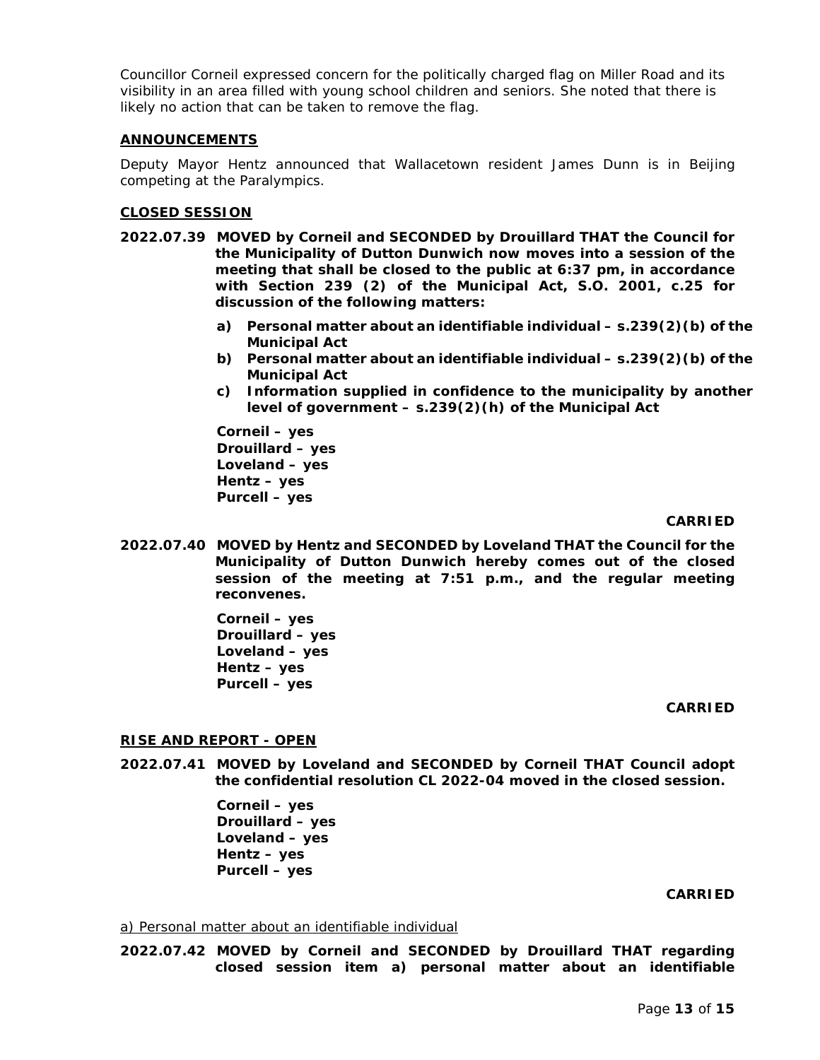Councillor Corneil expressed concern for the politically charged flag on Miller Road and its visibility in an area filled with young school children and seniors. She noted that there is likely no action that can be taken to remove the flag.

## ANNOUNCEMENTS

Deputy Mayor Hentz announced that Wallacetown resident James Dunn is in Beijing competing at the Paralympics.

## CLOSED SESSION

**2022.07.39 MOVED by Corneil and SECONDED by Drouillard THAT the Council for the Municipality of Dutton Dunwich now moves into a session of the meeting that shall be closed to the public at 6:37 pm, in accordance with Section 239 (2) of the Municipal Act, S.O. 2001, c.25 for discussion of the following matters:**

- **a) Personal matter about an identifiable individual – s.239(2)(b) of the Municipal Act**
- **b) Personal matter about an identifiable individual – s.239(2)(b) of the Municipal Act**
- **c) Information supplied in confidence to the municipality by another level of government – s.239(2)(h) of the Municipal Act**

**Corneil – yes**
**Drouillard – yes**
**Loveland – yes**
**Hentz – yes**
**Purcell – yes**

**CARRIED**

**2022.07.40 MOVED by Hentz and SECONDED by Loveland THAT the Council for the Municipality of Dutton Dunwich hereby comes out of the closed session of the meeting at 7:51 p.m., and the regular meeting reconvenes.**

**Corneil – yes**
**Drouillard – yes**
**Loveland – yes**
**Hentz – yes**
**Purcell – yes**

**CARRIED**

## RISE AND REPORT - OPEN

**2022.07.41 MOVED by Loveland and SECONDED by Corneil THAT Council adopt the confidential resolution CL 2022-04 moved in the closed session.**

**Corneil – yes**
**Drouillard – yes**
**Loveland – yes**
**Hentz – yes**
**Purcell – yes**

**CARRIED**

a) Personal matter about an identifiable individual

**2022.07.42 MOVED by Corneil and SECONDED by Drouillard THAT regarding closed session item a) personal matter about an identifiable**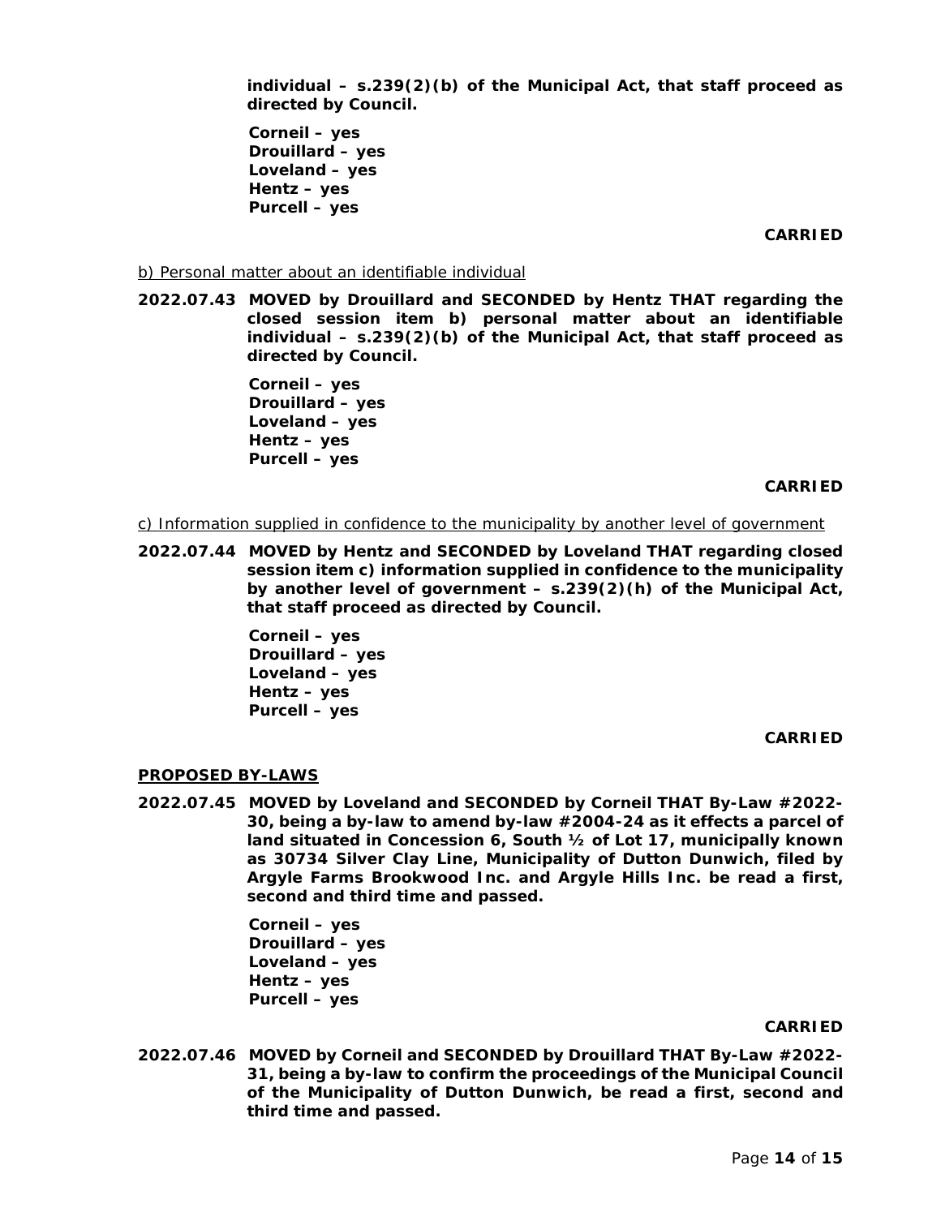**individual – s.239(2)(b) of the Municipal Act, that staff proceed as directed by Council.**

**Corneil – yes**
**Drouillard – yes**
**Loveland – yes**
**Hentz – yes**
**Purcell – yes**

**CARRIED**

b) Personal matter about an identifiable individual

**2022.07.43 MOVED by Drouillard and SECONDED by Hentz THAT regarding the closed session item b) personal matter about an identifiable individual – s.239(2)(b) of the Municipal Act, that staff proceed as directed by Council.**

**Corneil – yes**
**Drouillard – yes**
**Loveland – yes**
**Hentz – yes**
**Purcell – yes**

**CARRIED**

c) Information supplied in confidence to the municipality by another level of government

**2022.07.44 MOVED by Hentz and SECONDED by Loveland THAT regarding closed session item c) information supplied in confidence to the municipality by another level of government – s.239(2)(h) of the Municipal Act, that staff proceed as directed by Council.**

**Corneil – yes**
**Drouillard – yes**
**Loveland – yes**
**Hentz – yes**
**Purcell – yes**

**CARRIED**

## PROPOSED BY-LAWS

**2022.07.45 MOVED by Loveland and SECONDED by Corneil THAT By-Law #2022-30, being a by-law to amend by-law #2004-24 as it effects a parcel of land situated in Concession 6, South ½ of Lot 17, municipally known as 30734 Silver Clay Line, Municipality of Dutton Dunwich, filed by Argyle Farms Brookwood Inc. and Argyle Hills Inc. be read a first, second and third time and passed.**

**Corneil – yes**
**Drouillard – yes**
**Loveland – yes**
**Hentz – yes**
**Purcell – yes**

**CARRIED**

**2022.07.46 MOVED by Corneil and SECONDED by Drouillard THAT By-Law #2022-31, being a by-law to confirm the proceedings of the Municipal Council of the Municipality of Dutton Dunwich, be read a first, second and third time and passed.**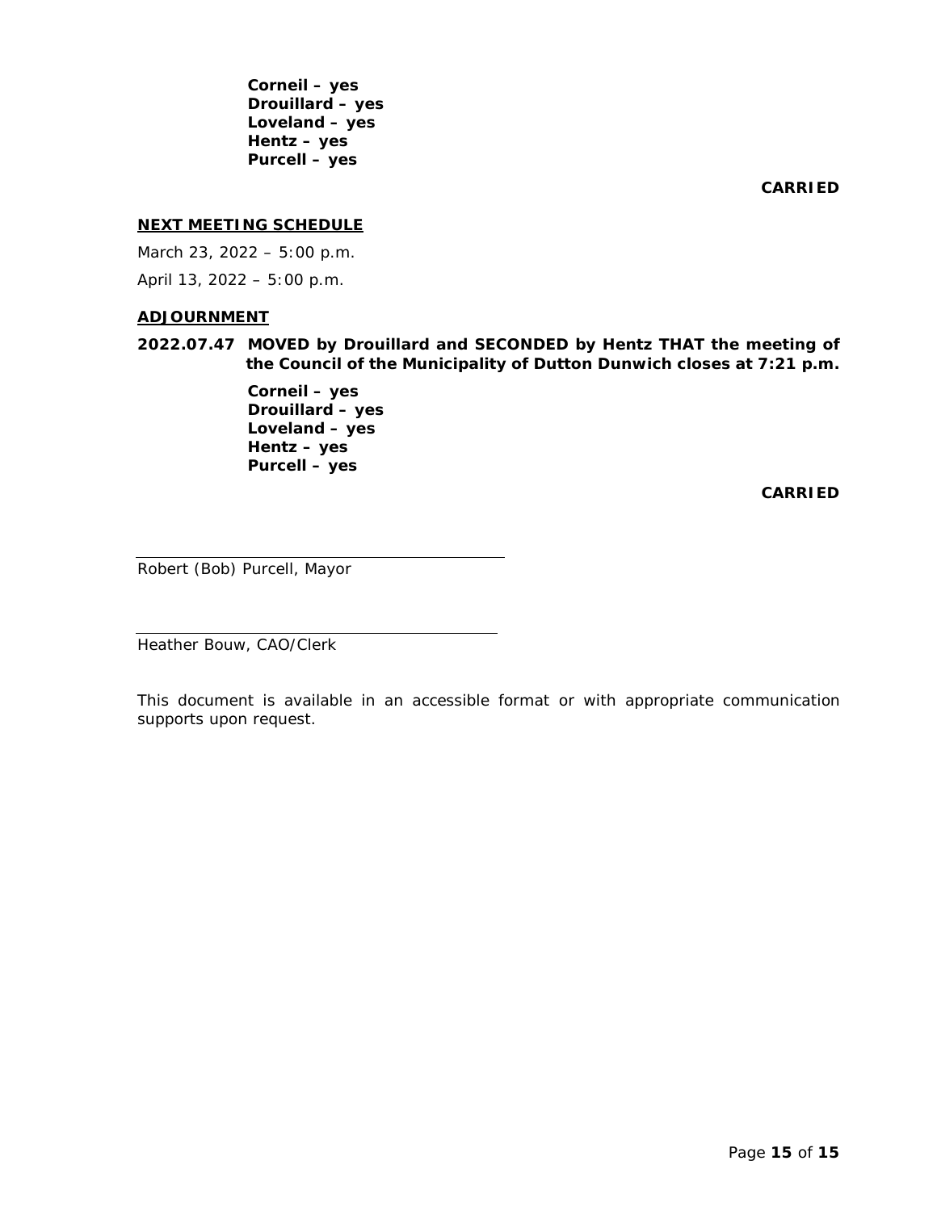**Corneil – yes**
**Drouillard – yes**
**Loveland – yes**
**Hentz – yes**
**Purcell – yes**

**CARRIED**

## NEXT MEETING SCHEDULE

March 23, 2022 – 5:00 p.m.

April 13, 2022 – 5:00 p.m.

## ADJOURNMENT

**2022.07.47 MOVED by Drouillard and SECONDED by Hentz THAT the meeting of the Council of the Municipality of Dutton Dunwich closes at 7:21 p.m.**

**Corneil – yes**
**Drouillard – yes**
**Loveland – yes**
**Hentz – yes**
**Purcell – yes**

**CARRIED**

Robert (Bob) Purcell, Mayor

Heather Bouw, CAO/Clerk

This document is available in an accessible format or with appropriate communication supports upon request.